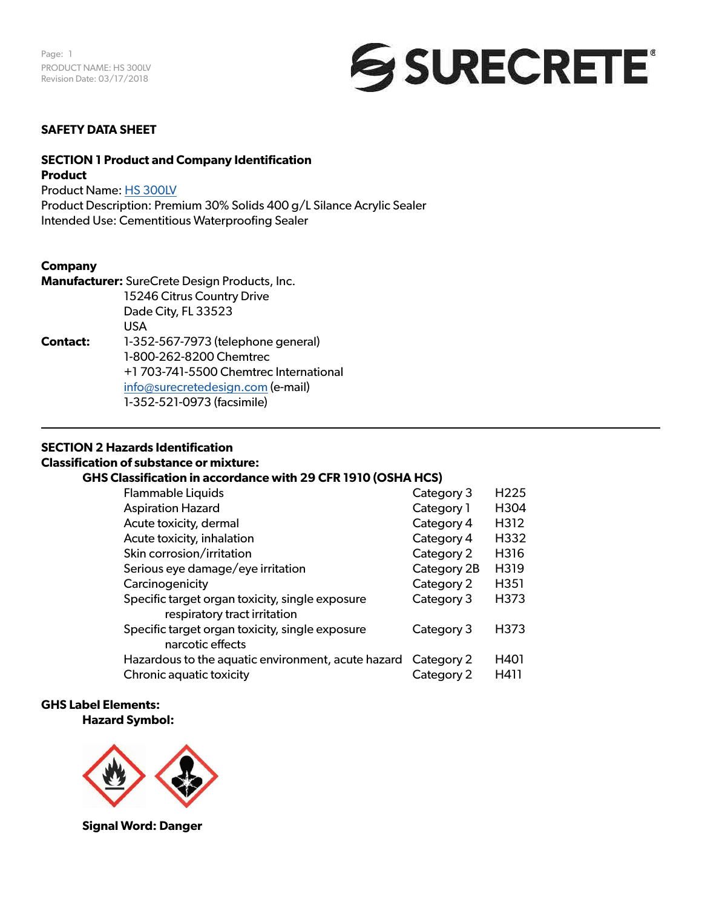# SAFETY DATA SHEET

## SECTION 1 Product and Company Identification

**Product**

Product Name: HS 300LV
Product Description: Premium 30% Solids 400 g/L Silance Acrylic Sealer
Intended Use: Cementitious Waterproofing Sealer

**Company**

**Manufacturer:** SureCrete Design Products, Inc.
15246 Citrus Country Drive
Dade City, FL 33523
USA

**Contact:** 1-352-567-7973 (telephone general)
1-800-262-8200 Chemtrec
+1 703-741-5500 Chemtrec International
info@surecretedesign.com (e-mail)
1-352-521-0973 (facsimile)

---

## SECTION 2 Hazards Identification

**Classification of substance or mixture:**

**GHS Classification in accordance with 29 CFR 1910 (OSHA HCS)**

| | | |
|---|---|---|
| Flammable Liquids | Category 3 | H225 |
| Aspiration Hazard | Category 1 | H304 |
| Acute toxicity, dermal | Category 4 | H312 |
| Acute toxicity, inhalation | Category 4 | H332 |
| Skin corrosion/irritation | Category 2 | H316 |
| Serious eye damage/eye irritation | Category 2B | H319 |
| Carcinogenicity | Category 2 | H351 |
| Specific target organ toxicity, single exposure respiratory tract irritation | Category 3 | H373 |
| Specific target organ toxicity, single exposure narcotic effects | Category 3 | H373 |
| Hazardous to the aquatic environment, acute hazard | Category 2 | H401 |
| Chronic aquatic toxicity | Category 2 | H411 |

**GHS Label Elements:**

**Hazard Symbol:**

**Signal Word: Danger**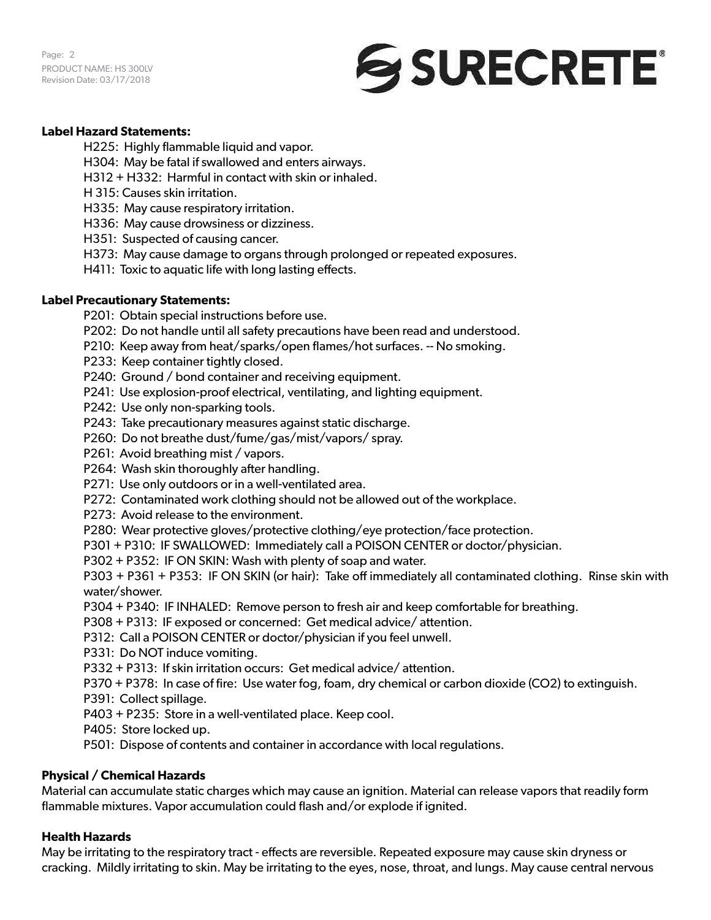**Label Hazard Statements:**

H225: Highly flammable liquid and vapor.
H304: May be fatal if swallowed and enters airways.
H312 + H332: Harmful in contact with skin or inhaled.
H 315: Causes skin irritation.
H335: May cause respiratory irritation.
H336: May cause drowsiness or dizziness.
H351: Suspected of causing cancer.
H373: May cause damage to organs through prolonged or repeated exposures.
H411: Toxic to aquatic life with long lasting effects.

**Label Precautionary Statements:**

P201: Obtain special instructions before use.
P202: Do not handle until all safety precautions have been read and understood.
P210: Keep away from heat/sparks/open flames/hot surfaces. -- No smoking.
P233: Keep container tightly closed.
P240: Ground / bond container and receiving equipment.
P241: Use explosion-proof electrical, ventilating, and lighting equipment.
P242: Use only non-sparking tools.
P243: Take precautionary measures against static discharge.
P260: Do not breathe dust/fume/gas/mist/vapors/ spray.
P261: Avoid breathing mist / vapors.
P264: Wash skin thoroughly after handling.
P271: Use only outdoors or in a well-ventilated area.
P272: Contaminated work clothing should not be allowed out of the workplace.
P273: Avoid release to the environment.
P280: Wear protective gloves/protective clothing/eye protection/face protection.
P301 + P310: IF SWALLOWED: Immediately call a POISON CENTER or doctor/physician.
P302 + P352: IF ON SKIN: Wash with plenty of soap and water.
P303 + P361 + P353: IF ON SKIN (or hair): Take off immediately all contaminated clothing. Rinse skin with water/shower.
P304 + P340: IF INHALED: Remove person to fresh air and keep comfortable for breathing.
P308 + P313: IF exposed or concerned: Get medical advice/ attention.
P312: Call a POISON CENTER or doctor/physician if you feel unwell.
P331: Do NOT induce vomiting.
P332 + P313: If skin irritation occurs: Get medical advice/ attention.
P370 + P378: In case of fire: Use water fog, foam, dry chemical or carbon dioxide ($CO_2$) to extinguish.
P391: Collect spillage.
P403 + P235: Store in a well-ventilated place. Keep cool.
P405: Store locked up.
P501: Dispose of contents and container in accordance with local regulations.

**Physical / Chemical Hazards**

Material can accumulate static charges which may cause an ignition. Material can release vapors that readily form flammable mixtures. Vapor accumulation could flash and/or explode if ignited.

**Health Hazards**

May be irritating to the respiratory tract - effects are reversible. Repeated exposure may cause skin dryness or cracking. Mildly irritating to skin. May be irritating to the eyes, nose, throat, and lungs. May cause central nervous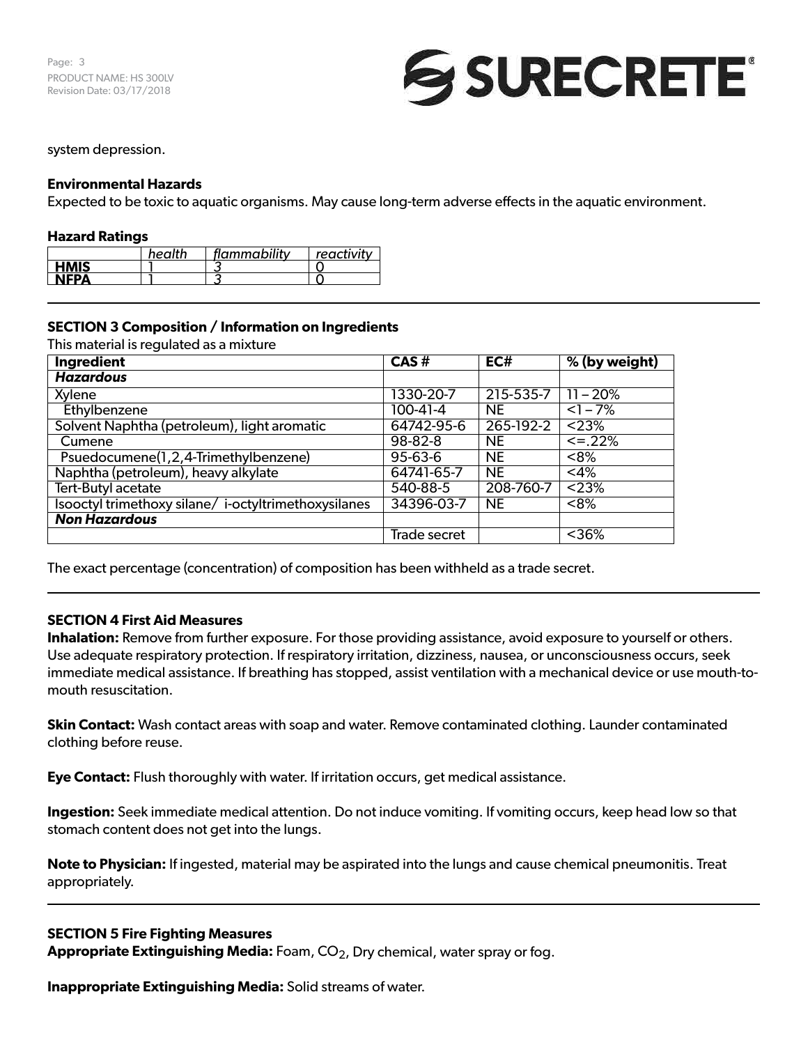system depression.

**Environmental Hazards**

Expected to be toxic to aquatic organisms. May cause long-term adverse effects in the aquatic environment.

**Hazard Ratings**

| | *health* | *flammability* | *reactivity* |
|---|---|---|---|
| **HMIS** | 1 | 3 | 0 |
| **NFPA** | 1 | 3 | 0 |

## SECTION 3 Composition / Information on Ingredients

This material is regulated as a mixture

| Ingredient | CAS # | EC# | % (by weight) |
|---|---|---|---|
| ***Hazardous*** | | | |
| Xylene | 1330-20-7 | 215-535-7 | 11 – 20% |
| Ethylbenzene | 100-41-4 | NE | <1 – 7% |
| Solvent Naphtha (petroleum), light aromatic | 64742-95-6 | 265-192-2 | <23% |
| Cumene | 98-82-8 | NE | <=.22% |
| Psuedocumene(1,2,4-Trimethylbenzene) | 95-63-6 | NE | <8% |
| Naphtha (petroleum), heavy alkylate | 64741-65-7 | NE | <4% |
| Tert-Butyl acetate | 540-88-5 | 208-760-7 | <23% |
| Isooctyl trimethoxy silane/ i-octyltrimethoxysilanes | 34396-03-7 | NE | <8% |
| ***Non Hazardous*** | | | |
| | Trade secret | | <36% |

The exact percentage (concentration) of composition has been withheld as a trade secret.

## SECTION 4 First Aid Measures

**Inhalation:** Remove from further exposure. For those providing assistance, avoid exposure to yourself or others. Use adequate respiratory protection. If respiratory irritation, dizziness, nausea, or unconsciousness occurs, seek immediate medical assistance. If breathing has stopped, assist ventilation with a mechanical device or use mouth-to-mouth resuscitation.

**Skin Contact:** Wash contact areas with soap and water. Remove contaminated clothing. Launder contaminated clothing before reuse.

**Eye Contact:** Flush thoroughly with water. If irritation occurs, get medical assistance.

**Ingestion:** Seek immediate medical attention. Do not induce vomiting. If vomiting occurs, keep head low so that stomach content does not get into the lungs.

**Note to Physician:** If ingested, material may be aspirated into the lungs and cause chemical pneumonitis. Treat appropriately.

## SECTION 5 Fire Fighting Measures

**Appropriate Extinguishing Media:** Foam, $CO_2$, Dry chemical, water spray or fog.

**Inappropriate Extinguishing Media:** Solid streams of water.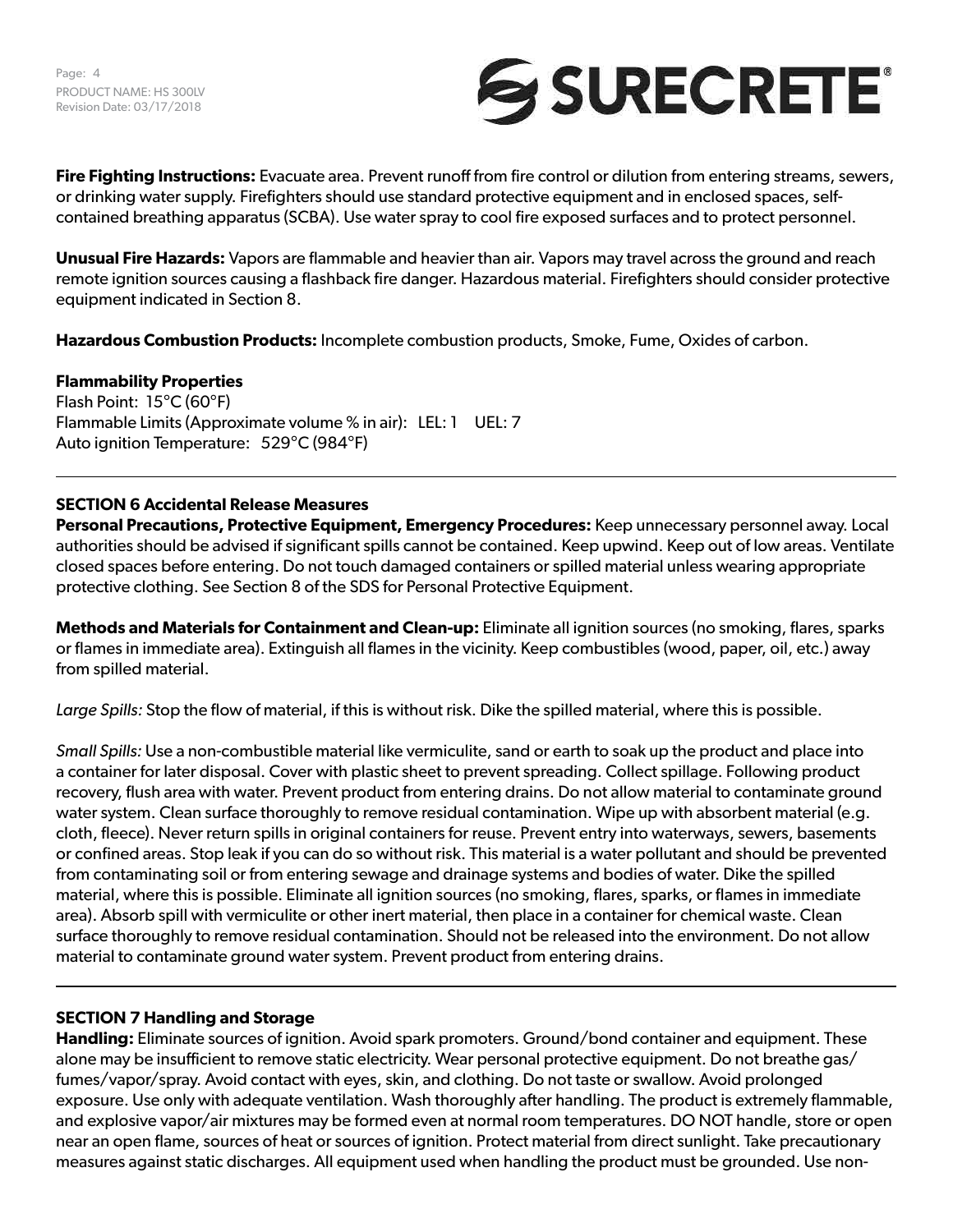**Fire Fighting Instructions:** Evacuate area. Prevent runoff from fire control or dilution from entering streams, sewers, or drinking water supply. Firefighters should use standard protective equipment and in enclosed spaces, self-contained breathing apparatus (SCBA). Use water spray to cool fire exposed surfaces and to protect personnel.

**Unusual Fire Hazards:** Vapors are flammable and heavier than air. Vapors may travel across the ground and reach remote ignition sources causing a flashback fire danger. Hazardous material. Firefighters should consider protective equipment indicated in Section 8.

**Hazardous Combustion Products:** Incomplete combustion products, Smoke, Fume, Oxides of carbon.

**Flammability Properties**
Flash Point: 15°C (60°F)
Flammable Limits (Approximate volume % in air): LEL: 1 UEL: 7
Auto ignition Temperature: 529°C (984°F)

---

## SECTION 6 Accidental Release Measures

**Personal Precautions, Protective Equipment, Emergency Procedures:** Keep unnecessary personnel away. Local authorities should be advised if significant spills cannot be contained. Keep upwind. Keep out of low areas. Ventilate closed spaces before entering. Do not touch damaged containers or spilled material unless wearing appropriate protective clothing. See Section 8 of the SDS for Personal Protective Equipment.

**Methods and Materials for Containment and Clean-up:** Eliminate all ignition sources (no smoking, flares, sparks or flames in immediate area). Extinguish all flames in the vicinity. Keep combustibles (wood, paper, oil, etc.) away from spilled material.

*Large Spills:* Stop the flow of material, if this is without risk. Dike the spilled material, where this is possible.

*Small Spills:* Use a non-combustible material like vermiculite, sand or earth to soak up the product and place into a container for later disposal. Cover with plastic sheet to prevent spreading. Collect spillage. Following product recovery, flush area with water. Prevent product from entering drains. Do not allow material to contaminate ground water system. Clean surface thoroughly to remove residual contamination. Wipe up with absorbent material (e.g. cloth, fleece). Never return spills in original containers for reuse. Prevent entry into waterways, sewers, basements or confined areas. Stop leak if you can do so without risk. This material is a water pollutant and should be prevented from contaminating soil or from entering sewage and drainage systems and bodies of water. Dike the spilled material, where this is possible. Eliminate all ignition sources (no smoking, flares, sparks, or flames in immediate area). Absorb spill with vermiculite or other inert material, then place in a container for chemical waste. Clean surface thoroughly to remove residual contamination. Should not be released into the environment. Do not allow material to contaminate ground water system. Prevent product from entering drains.

---

## SECTION 7 Handling and Storage

**Handling:** Eliminate sources of ignition. Avoid spark promoters. Ground/bond container and equipment. These alone may be insufficient to remove static electricity. Wear personal protective equipment. Do not breathe gas/fumes/vapor/spray. Avoid contact with eyes, skin, and clothing. Do not taste or swallow. Avoid prolonged exposure. Use only with adequate ventilation. Wash thoroughly after handling. The product is extremely flammable, and explosive vapor/air mixtures may be formed even at normal room temperatures. DO NOT handle, store or open near an open flame, sources of heat or sources of ignition. Protect material from direct sunlight. Take precautionary measures against static discharges. All equipment used when handling the product must be grounded. Use non-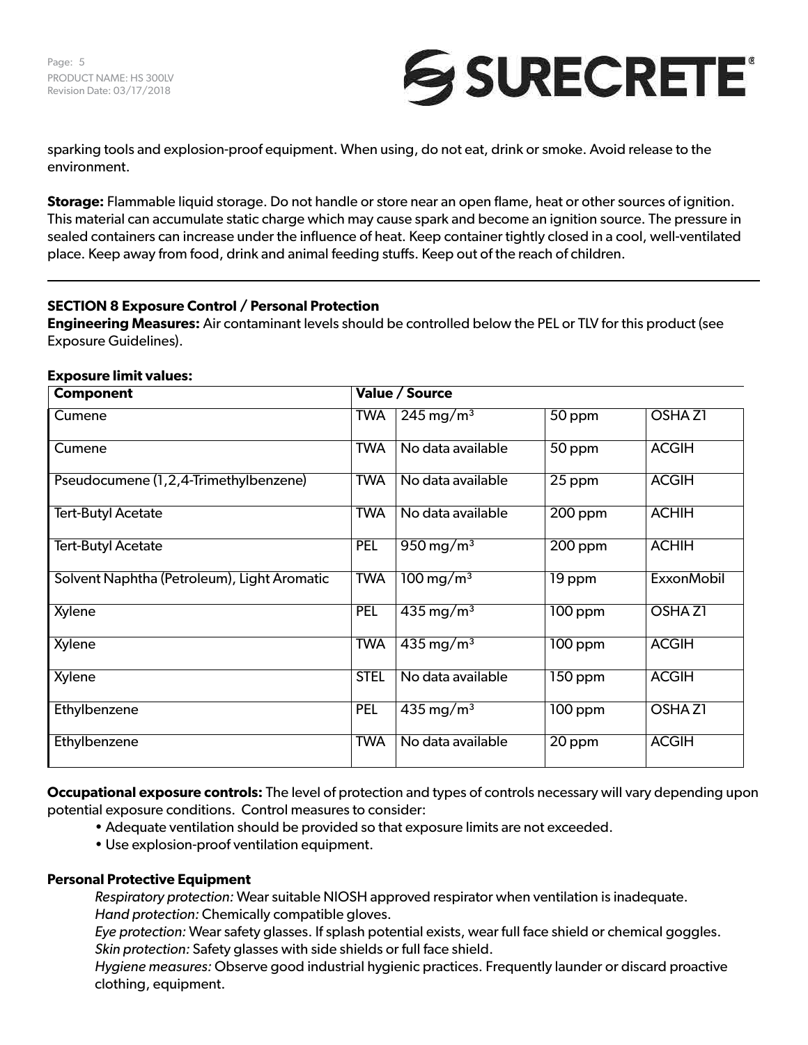sparking tools and explosion-proof equipment. When using, do not eat, drink or smoke. Avoid release to the environment.

**Storage:** Flammable liquid storage. Do not handle or store near an open flame, heat or other sources of ignition. This material can accumulate static charge which may cause spark and become an ignition source. The pressure in sealed containers can increase under the influence of heat. Keep container tightly closed in a cool, well-ventilated place. Keep away from food, drink and animal feeding stuffs. Keep out of the reach of children.

---

## SECTION 8 Exposure Control / Personal Protection

**Engineering Measures:** Air contaminant levels should be controlled below the PEL or TLV for this product (see Exposure Guidelines).

**Exposure limit values:**

| Component | Value / Source | | | |
|---|---|---|---|---|
| Cumene | TWA | 245 mg/m³ | 50 ppm | OSHA Z1 |
| Cumene | TWA | No data available | 50 ppm | ACGIH |
| Pseudocumene (1,2,4-Trimethylbenzene) | TWA | No data available | 25 ppm | ACGIH |
| Tert-Butyl Acetate | TWA | No data available | 200 ppm | ACHIH |
| Tert-Butyl Acetate | PEL | 950 mg/m³ | 200 ppm | ACHIH |
| Solvent Naphtha (Petroleum), Light Aromatic | TWA | 100 mg/m³ | 19 ppm | ExxonMobil |
| Xylene | PEL | 435 mg/m³ | 100 ppm | OSHA Z1 |
| Xylene | TWA | 435 mg/m³ | 100 ppm | ACGIH |
| Xylene | STEL | No data available | 150 ppm | ACGIH |
| Ethylbenzene | PEL | 435 mg/m³ | 100 ppm | OSHA Z1 |
| Ethylbenzene | TWA | No data available | 20 ppm | ACGIH |

**Occupational exposure controls:** The level of protection and types of controls necessary will vary depending upon potential exposure conditions. Control measures to consider:

- Adequate ventilation should be provided so that exposure limits are not exceeded.
- Use explosion-proof ventilation equipment.

**Personal Protective Equipment**

*Respiratory protection:* Wear suitable NIOSH approved respirator when ventilation is inadequate.
*Hand protection:* Chemically compatible gloves.
*Eye protection:* Wear safety glasses. If splash potential exists, wear full face shield or chemical goggles.
*Skin protection:* Safety glasses with side shields or full face shield.
*Hygiene measures:* Observe good industrial hygienic practices. Frequently launder or discard proactive clothing, equipment.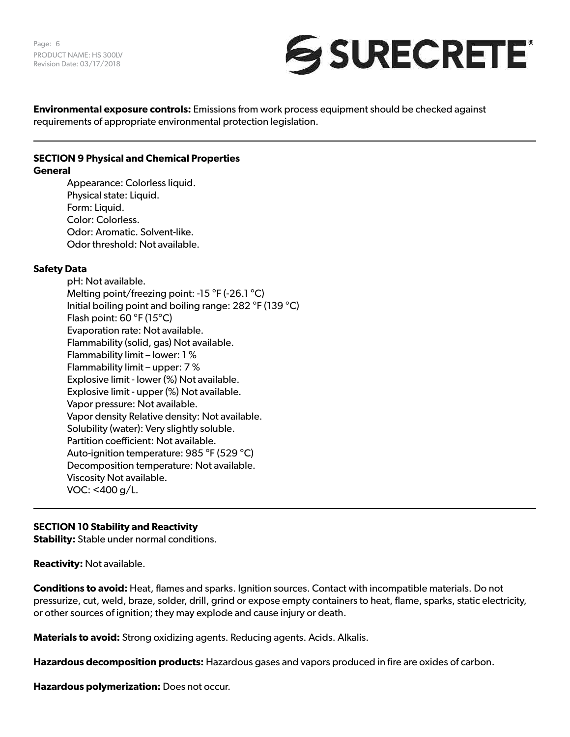**Environmental exposure controls:** Emissions from work process equipment should be checked against requirements of appropriate environmental protection legislation.

---

## SECTION 9 Physical and Chemical Properties

### General

Appearance: Colorless liquid.
Physical state: Liquid.
Form: Liquid.
Color: Colorless.
Odor: Aromatic. Solvent-like.
Odor threshold: Not available.

### Safety Data

pH: Not available.
Melting point/freezing point: -15 °F (-26.1 °C)
Initial boiling point and boiling range: 282 °F (139 °C)
Flash point: 60 °F (15°C)
Evaporation rate: Not available.
Flammability (solid, gas) Not available.
Flammability limit – lower: 1 %
Flammability limit – upper: 7 %
Explosive limit - lower (%) Not available.
Explosive limit - upper (%) Not available.
Vapor pressure: Not available.
Vapor density Relative density: Not available.
Solubility (water): Very slightly soluble.
Partition coefficient: Not available.
Auto-ignition temperature: 985 °F (529 °C)
Decomposition temperature: Not available.
Viscosity Not available.
VOC: <400 g/L.

---

## SECTION 10 Stability and Reactivity

**Stability:** Stable under normal conditions.

**Reactivity:** Not available.

**Conditions to avoid:** Heat, flames and sparks. Ignition sources. Contact with incompatible materials. Do not pressurize, cut, weld, braze, solder, drill, grind or expose empty containers to heat, flame, sparks, static electricity, or other sources of ignition; they may explode and cause injury or death.

**Materials to avoid:** Strong oxidizing agents. Reducing agents. Acids. Alkalis.

**Hazardous decomposition products:** Hazardous gases and vapors produced in fire are oxides of carbon.

**Hazardous polymerization:** Does not occur.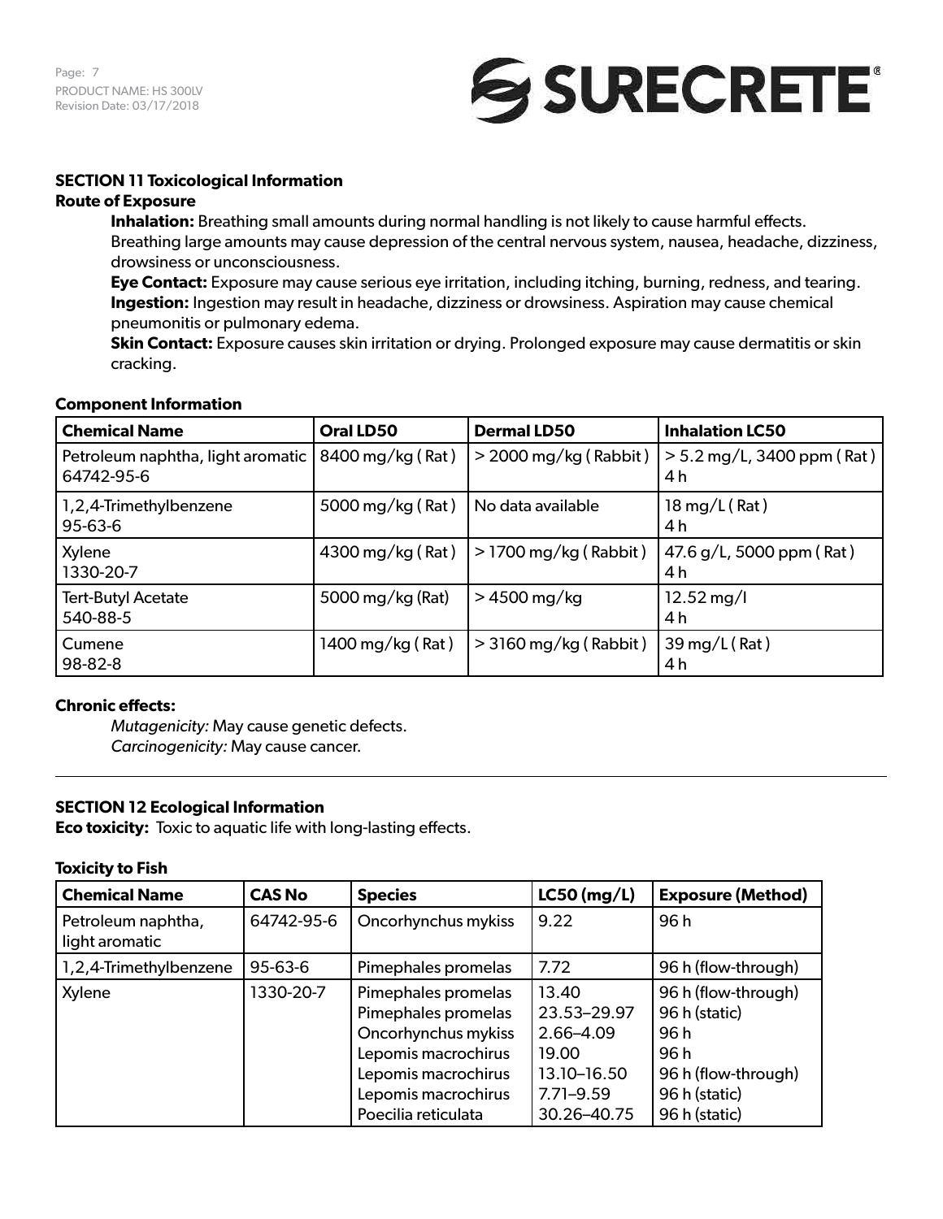## SECTION 11 Toxicological Information

**Route of Exposure**

**Inhalation:** Breathing small amounts during normal handling is not likely to cause harmful effects. Breathing large amounts may cause depression of the central nervous system, nausea, headache, dizziness, drowsiness or unconsciousness.

**Eye Contact:** Exposure may cause serious eye irritation, including itching, burning, redness, and tearing.

**Ingestion:** Ingestion may result in headache, dizziness or drowsiness. Aspiration may cause chemical pneumonitis or pulmonary edema.

**Skin Contact:** Exposure causes skin irritation or drying. Prolonged exposure may cause dermatitis or skin cracking.

**Component Information**

| Chemical Name | Oral LD50 | Dermal LD50 | Inhalation LC50 |
|---|---|---|---|
| Petroleum naphtha, light aromatic 64742-95-6 | 8400 mg/kg ( Rat ) | > 2000 mg/kg ( Rabbit ) | > 5.2 mg/L, 3400 ppm ( Rat ) 4 h |
| 1,2,4-Trimethylbenzene 95-63-6 | 5000 mg/kg ( Rat ) | No data available | 18 mg/L ( Rat ) 4 h |
| Xylene 1330-20-7 | 4300 mg/kg ( Rat ) | > 1700 mg/kg ( Rabbit ) | 47.6 g/L, 5000 ppm ( Rat ) 4 h |
| Tert-Butyl Acetate 540-88-5 | 5000 mg/kg (Rat) | > 4500 mg/kg | 12.52 mg/l 4 h |
| Cumene 98-82-8 | 1400 mg/kg ( Rat ) | > 3160 mg/kg ( Rabbit ) | 39 mg/L ( Rat ) 4 h |

**Chronic effects:**

*Mutagenicity:* May cause genetic defects.
*Carcinogenicity:* May cause cancer.

---

## SECTION 12 Ecological Information

**Eco toxicity:** Toxic to aquatic life with long-lasting effects.

**Toxicity to Fish**

| Chemical Name | CAS No | Species | LC50 (mg/L) | Exposure (Method) |
|---|---|---|---|---|
| Petroleum naphtha, light aromatic | 64742-95-6 | Oncorhynchus mykiss | 9.22 | 96 h |
| 1,2,4-Trimethylbenzene | 95-63-6 | Pimephales promelas | 7.72 | 96 h (flow-through) |
| Xylene | 1330-20-7 | Pimephales promelas | 13.40 | 96 h (flow-through) |
| | | Pimephales promelas | 23.53–29.97 | 96 h (static) |
| | | Oncorhynchus mykiss | 2.66–4.09 | 96 h |
| | | Lepomis macrochirus | 19.00 | 96 h |
| | | Lepomis macrochirus | 13.10–16.50 | 96 h (flow-through) |
| | | Lepomis macrochirus | 7.71–9.59 | 96 h (static) |
| | | Poecilia reticulata | 30.26–40.75 | 96 h (static) |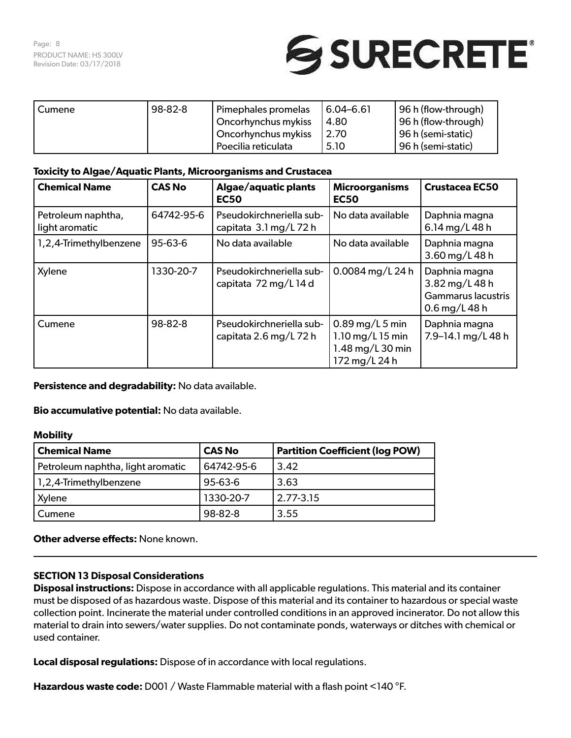| Cumene | 98-82-8 | Pimephales promelas<br>Oncorhynchus mykiss<br>Oncorhynchus mykiss<br>Poecilia reticulata | 6.04–6.61<br>4.80<br>2.70<br>5.10 | 96 h (flow-through)<br>96 h (flow-through)<br>96 h (semi-static)<br>96 h (semi-static) |
|---|---|---|---|---|

**Toxicity to Algae/Aquatic Plants, Microorganisms and Crustacea**

| Chemical Name | CAS No | Algae/aquatic plants EC50 | Microorganisms EC50 | Crustacea EC50 |
|---|---|---|---|---|
| Petroleum naphtha, light aromatic | 64742-95-6 | Pseudokirchneriella subcapitata 3.1 mg/L 72 h | No data available | Daphnia magna 6.14 mg/L 48 h |
| 1,2,4-Trimethylbenzene | 95-63-6 | No data available | No data available | Daphnia magna 3.60 mg/L 48 h |
| Xylene | 1330-20-7 | Pseudokirchneriella subcapitata 72 mg/L 14 d | 0.0084 mg/L 24 h | Daphnia magna 3.82 mg/L 48 h<br>Gammarus lacustris 0.6 mg/L 48 h |
| Cumene | 98-82-8 | Pseudokirchneriella subcapitata 2.6 mg/L 72 h | 0.89 mg/L 5 min<br>1.10 mg/L 15 min<br>1.48 mg/L 30 min<br>172 mg/L 24 h | Daphnia magna 7.9–14.1 mg/L 48 h |

**Persistence and degradability:** No data available.

**Bio accumulative potential:** No data available.

**Mobility**

| Chemical Name | CAS No | Partition Coefficient (log POW) |
|---|---|---|
| Petroleum naphtha, light aromatic | 64742-95-6 | 3.42 |
| 1,2,4-Trimethylbenzene | 95-63-6 | 3.63 |
| Xylene | 1330-20-7 | 2.77-3.15 |
| Cumene | 98-82-8 | 3.55 |

**Other adverse effects:** None known.

## SECTION 13 Disposal Considerations

**Disposal instructions:** Dispose in accordance with all applicable regulations. This material and its container must be disposed of as hazardous waste. Dispose of this material and its container to hazardous or special waste collection point. Incinerate the material under controlled conditions in an approved incinerator. Do not allow this material to drain into sewers/water supplies. Do not contaminate ponds, waterways or ditches with chemical or used container.

**Local disposal regulations:** Dispose of in accordance with local regulations.

**Hazardous waste code:** D001 / Waste Flammable material with a flash point <140 °F.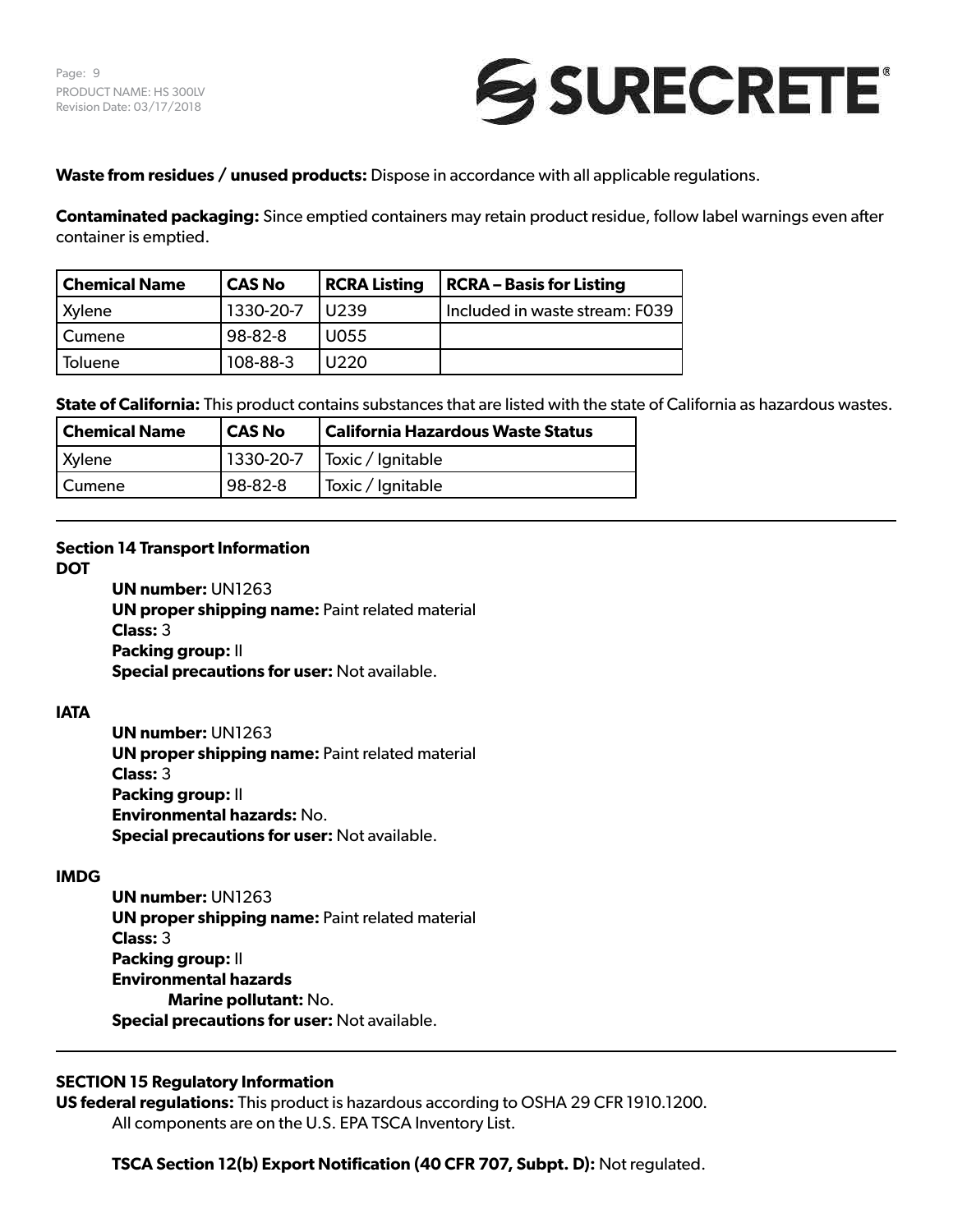**Waste from residues / unused products:** Dispose in accordance with all applicable regulations.

**Contaminated packaging:** Since emptied containers may retain product residue, follow label warnings even after container is emptied.

| Chemical Name | CAS No | RCRA Listing | RCRA – Basis for Listing |
|---|---|---|---|
| Xylene | 1330-20-7 | U239 | Included in waste stream: F039 |
| Cumene | 98-82-8 | U055 | |
| Toluene | 108-88-3 | U220 | |

**State of California:** This product contains substances that are listed with the state of California as hazardous wastes.

| Chemical Name | CAS No | California Hazardous Waste Status |
|---|---|---|
| Xylene | 1330-20-7 | Toxic / Ignitable |
| Cumene | 98-82-8 | Toxic / Ignitable |

## Section 14 Transport Information

**DOT**

**UN number:** UN1263
**UN proper shipping name:** Paint related material
**Class:** 3
**Packing group:** II
**Special precautions for user:** Not available.

**IATA**

**UN number:** UN1263
**UN proper shipping name:** Paint related material
**Class:** 3
**Packing group:** II
**Environmental hazards:** No.
**Special precautions for user:** Not available.

**IMDG**

**UN number:** UN1263
**UN proper shipping name:** Paint related material
**Class:** 3
**Packing group:** II
**Environmental hazards**
**Marine pollutant:** No.
**Special precautions for user:** Not available.

## SECTION 15 Regulatory Information

**US federal regulations:** This product is hazardous according to OSHA 29 CFR 1910.1200.
All components are on the U.S. EPA TSCA Inventory List.

**TSCA Section 12(b) Export Notification (40 CFR 707, Subpt. D):** Not regulated.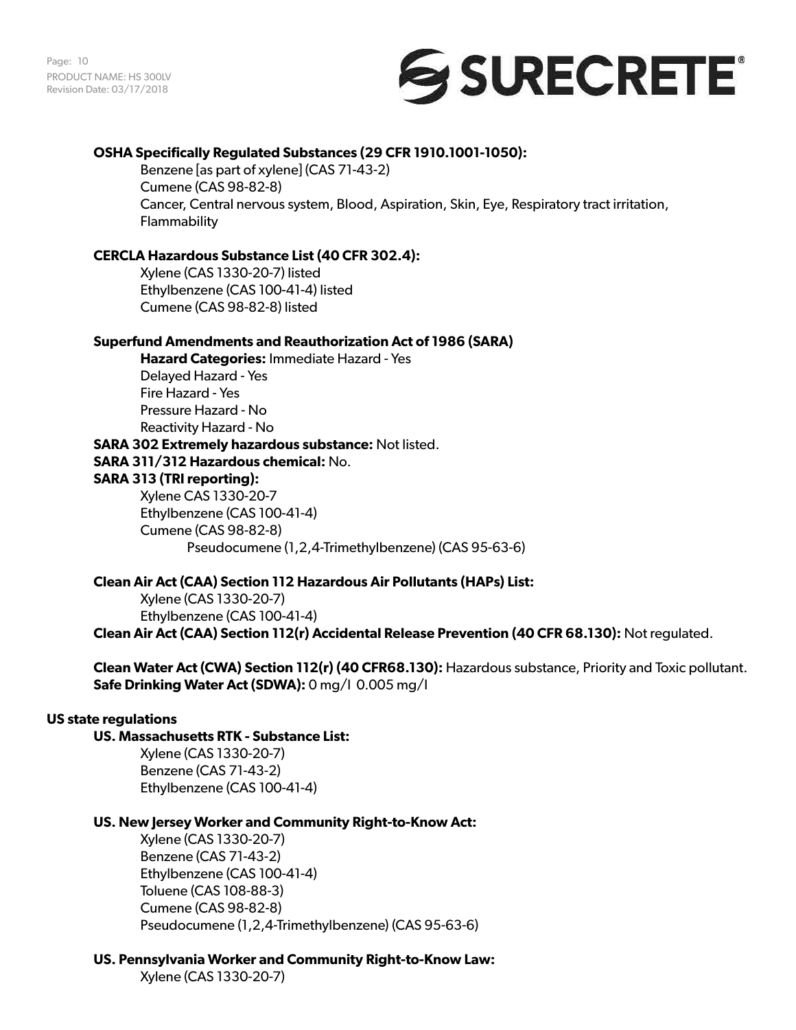**OSHA Specifically Regulated Substances (29 CFR 1910.1001-1050):**

Benzene [as part of xylene] (CAS 71-43-2)
Cumene (CAS 98-82-8)
Cancer, Central nervous system, Blood, Aspiration, Skin, Eye, Respiratory tract irritation, Flammability

**CERCLA Hazardous Substance List (40 CFR 302.4):**

Xylene (CAS 1330-20-7) listed
Ethylbenzene (CAS 100-41-4) listed
Cumene (CAS 98-82-8) listed

**Superfund Amendments and Reauthorization Act of 1986 (SARA)**

**Hazard Categories:** Immediate Hazard - Yes
Delayed Hazard - Yes
Fire Hazard - Yes
Pressure Hazard - No
Reactivity Hazard - No

**SARA 302 Extremely hazardous substance:** Not listed.

**SARA 311/312 Hazardous chemical:** No.

**SARA 313 (TRI reporting):**

Xylene CAS 1330-20-7
Ethylbenzene (CAS 100-41-4)
Cumene (CAS 98-82-8)
Pseudocumene (1,2,4-Trimethylbenzene) (CAS 95-63-6)

**Clean Air Act (CAA) Section 112 Hazardous Air Pollutants (HAPs) List:**

Xylene (CAS 1330-20-7)
Ethylbenzene (CAS 100-41-4)

**Clean Air Act (CAA) Section 112(r) Accidental Release Prevention (40 CFR 68.130):** Not regulated.

**Clean Water Act (CWA) Section 112(r) (40 CFR68.130):** Hazardous substance, Priority and Toxic pollutant.
**Safe Drinking Water Act (SDWA):** 0 mg/l 0.005 mg/l

**US state regulations**

**US. Massachusetts RTK - Substance List:**

Xylene (CAS 1330-20-7)
Benzene (CAS 71-43-2)
Ethylbenzene (CAS 100-41-4)

**US. New Jersey Worker and Community Right-to-Know Act:**

Xylene (CAS 1330-20-7)
Benzene (CAS 71-43-2)
Ethylbenzene (CAS 100-41-4)
Toluene (CAS 108-88-3)
Cumene (CAS 98-82-8)
Pseudocumene (1,2,4-Trimethylbenzene) (CAS 95-63-6)

**US. Pennsylvania Worker and Community Right-to-Know Law:**

Xylene (CAS 1330-20-7)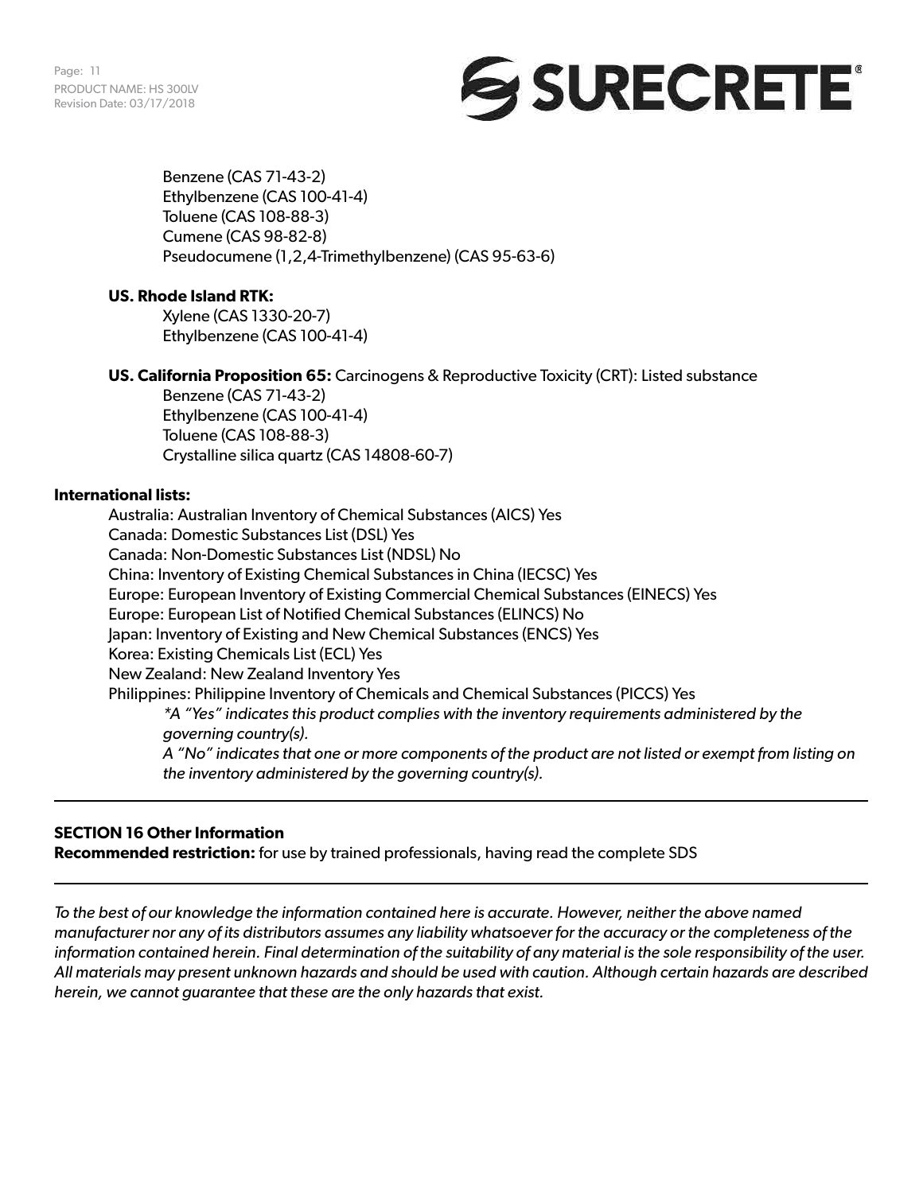Benzene (CAS 71-43-2)
Ethylbenzene (CAS 100-41-4)
Toluene (CAS 108-88-3)
Cumene (CAS 98-82-8)
Pseudocumene (1,2,4-Trimethylbenzene) (CAS 95-63-6)

**US. Rhode Island RTK:**

Xylene (CAS 1330-20-7)
Ethylbenzene (CAS 100-41-4)

**US. California Proposition 65:** Carcinogens & Reproductive Toxicity (CRT): Listed substance

Benzene (CAS 71-43-2)
Ethylbenzene (CAS 100-41-4)
Toluene (CAS 108-88-3)
Crystalline silica quartz (CAS 14808-60-7)

**International lists:**

Australia: Australian Inventory of Chemical Substances (AICS) Yes
Canada: Domestic Substances List (DSL) Yes
Canada: Non-Domestic Substances List (NDSL) No
China: Inventory of Existing Chemical Substances in China (IECSC) Yes
Europe: European Inventory of Existing Commercial Chemical Substances (EINECS) Yes
Europe: European List of Notified Chemical Substances (ELINCS) No
Japan: Inventory of Existing and New Chemical Substances (ENCS) Yes
Korea: Existing Chemicals List (ECL) Yes
New Zealand: New Zealand Inventory Yes
Philippines: Philippine Inventory of Chemicals and Chemical Substances (PICCS) Yes

*\*A "Yes" indicates this product complies with the inventory requirements administered by the governing country(s).*

*A "No" indicates that one or more components of the product are not listed or exempt from listing on the inventory administered by the governing country(s).*

---

## SECTION 16 Other Information

**Recommended restriction:** for use by trained professionals, having read the complete SDS

---

*To the best of our knowledge the information contained here is accurate. However, neither the above named manufacturer nor any of its distributors assumes any liability whatsoever for the accuracy or the completeness of the information contained herein. Final determination of the suitability of any material is the sole responsibility of the user. All materials may present unknown hazards and should be used with caution. Although certain hazards are described herein, we cannot guarantee that these are the only hazards that exist.*